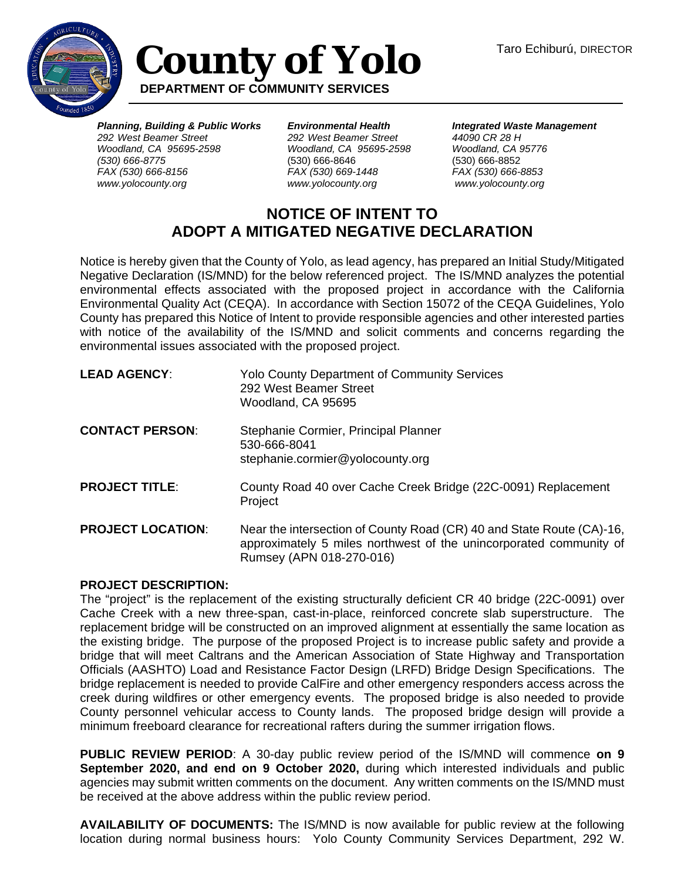# County of Yolo

**DEPARTMENT OF COMMUNITY SERVICES**

Taro Echiburú, DIRECTOR

***Planning, Building & Public Works***
*292 West Beamer Street*
*Woodland, CA 95695-2598*
*(530) 666-8775*
*FAX (530) 666-8156*
*www.yolocounty.org*

***Environmental Health***
*292 West Beamer Street*
*Woodland, CA 95695-2598*
(530) 666-8646
*FAX (530) 669-1448*
*www.yolocounty.org*

***Integrated Waste Management***
*44090 CR 28 H*
*Woodland, CA 95776*
(530) 666-8852
*FAX (530) 666-8853*
*www.yolocounty.org*

## NOTICE OF INTENT TO ADOPT A MITIGATED NEGATIVE DECLARATION

Notice is hereby given that the County of Yolo, as lead agency, has prepared an Initial Study/Mitigated Negative Declaration (IS/MND) for the below referenced project. The IS/MND analyzes the potential environmental effects associated with the proposed project in accordance with the California Environmental Quality Act (CEQA). In accordance with Section 15072 of the CEQA Guidelines, Yolo County has prepared this Notice of Intent to provide responsible agencies and other interested parties with notice of the availability of the IS/MND and solicit comments and concerns regarding the environmental issues associated with the proposed project.

**LEAD AGENCY**: Yolo County Department of Community Services
292 West Beamer Street
Woodland, CA 95695

**CONTACT PERSON**: Stephanie Cormier, Principal Planner
530-666-8041
stephanie.cormier@yolocounty.org

**PROJECT TITLE**: County Road 40 over Cache Creek Bridge (22C-0091) Replacement Project

**PROJECT LOCATION**: Near the intersection of County Road (CR) 40 and State Route (CA)-16, approximately 5 miles northwest of the unincorporated community of Rumsey (APN 018-270-016)

**PROJECT DESCRIPTION:**
The "project" is the replacement of the existing structurally deficient CR 40 bridge (22C-0091) over Cache Creek with a new three-span, cast-in-place, reinforced concrete slab superstructure. The replacement bridge will be constructed on an improved alignment at essentially the same location as the existing bridge. The purpose of the proposed Project is to increase public safety and provide a bridge that will meet Caltrans and the American Association of State Highway and Transportation Officials (AASHTO) Load and Resistance Factor Design (LRFD) Bridge Design Specifications. The bridge replacement is needed to provide CalFire and other emergency responders access across the creek during wildfires or other emergency events. The proposed bridge is also needed to provide County personnel vehicular access to County lands. The proposed bridge design will provide a minimum freeboard clearance for recreational rafters during the summer irrigation flows.

**PUBLIC REVIEW PERIOD**: A 30-day public review period of the IS/MND will commence **on 9 September 2020, and end on 9 October 2020,** during which interested individuals and public agencies may submit written comments on the document. Any written comments on the IS/MND must be received at the above address within the public review period.

**AVAILABILITY OF DOCUMENTS:** The IS/MND is now available for public review at the following location during normal business hours: Yolo County Community Services Department, 292 W.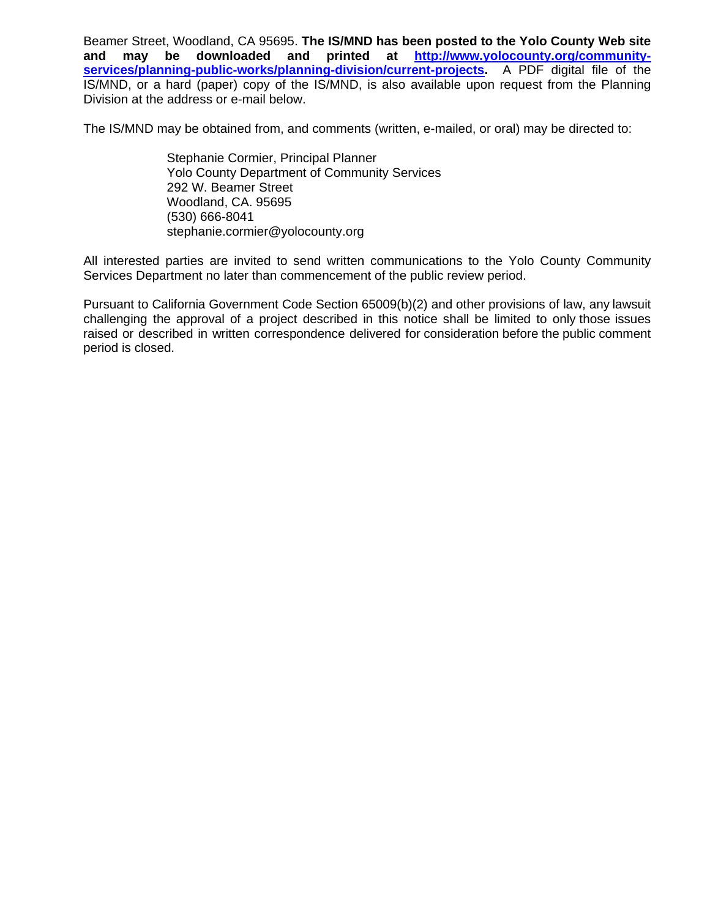Beamer Street, Woodland, CA 95695. **The IS/MND has been posted to the Yolo County Web site and may be downloaded and printed at [http://www.yolocounty.org/community-services/planning-public-works/planning-division/current-projects](http://www.yolocounty.org/community-services/planning-public-works/planning-division/current-projects).** A PDF digital file of the IS/MND, or a hard (paper) copy of the IS/MND, is also available upon request from the Planning Division at the address or e-mail below.

The IS/MND may be obtained from, and comments (written, e-mailed, or oral) may be directed to:

Stephanie Cormier, Principal Planner
Yolo County Department of Community Services
292 W. Beamer Street
Woodland, CA. 95695
(530) 666-8041
stephanie.cormier@yolocounty.org

All interested parties are invited to send written communications to the Yolo County Community Services Department no later than commencement of the public review period.

Pursuant to California Government Code Section 65009(b)(2) and other provisions of law, any lawsuit challenging the approval of a project described in this notice shall be limited to only those issues raised or described in written correspondence delivered for consideration before the public comment period is closed.